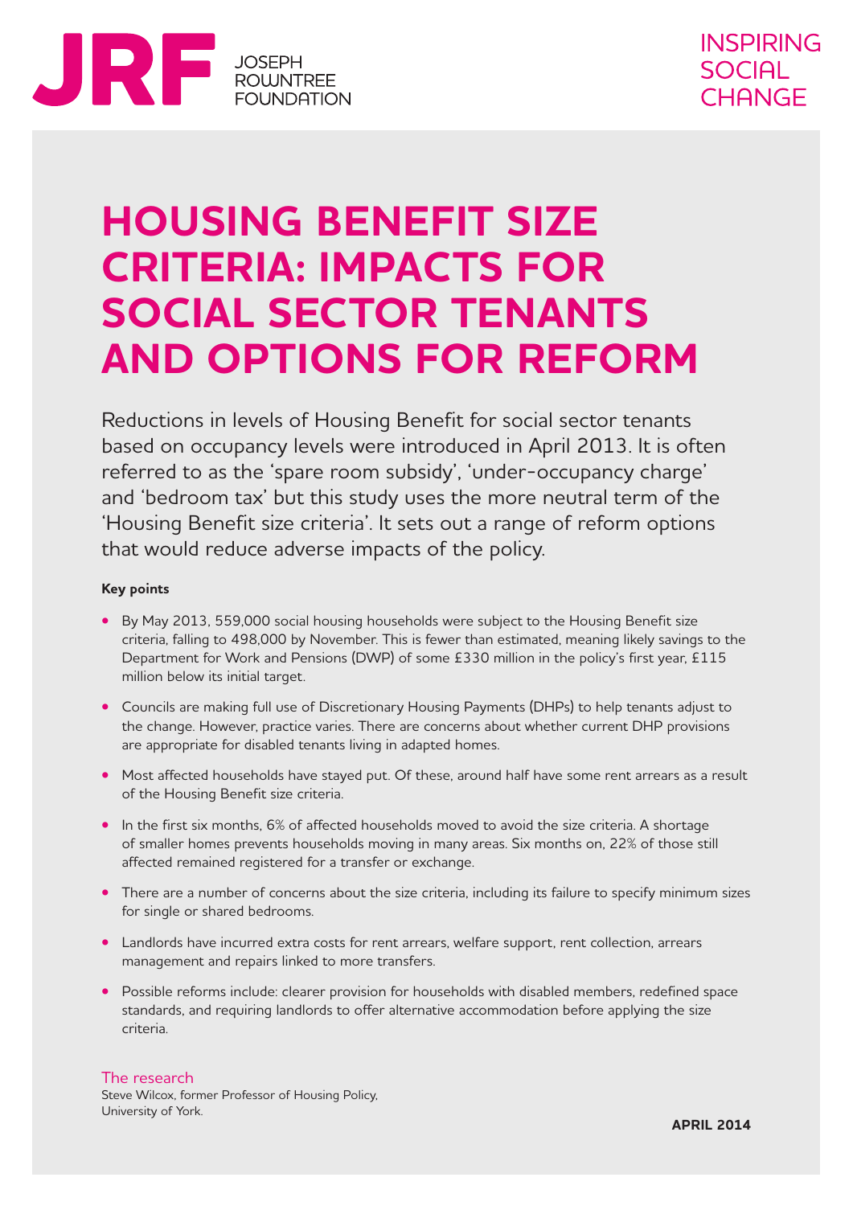JRF JOSEPH ROWNTREE FOUNDATION

INSPIRING SOCIAL CHANGE

# HOUSING BENEFIT SIZE CRITERIA: IMPACTS FOR SOCIAL SECTOR TENANTS AND OPTIONS FOR REFORM

Reductions in levels of Housing Benefit for social sector tenants based on occupancy levels were introduced in April 2013. It is often referred to as the 'spare room subsidy', 'under-occupancy charge' and 'bedroom tax' but this study uses the more neutral term of the 'Housing Benefit size criteria'. It sets out a range of reform options that would reduce adverse impacts of the policy.

**Key points**

- By May 2013, 559,000 social housing households were subject to the Housing Benefit size criteria, falling to 498,000 by November. This is fewer than estimated, meaning likely savings to the Department for Work and Pensions (DWP) of some £330 million in the policy's first year, £115 million below its initial target.
- Councils are making full use of Discretionary Housing Payments (DHPs) to help tenants adjust to the change. However, practice varies. There are concerns about whether current DHP provisions are appropriate for disabled tenants living in adapted homes.
- Most affected households have stayed put. Of these, around half have some rent arrears as a result of the Housing Benefit size criteria.
- In the first six months, 6% of affected households moved to avoid the size criteria. A shortage of smaller homes prevents households moving in many areas. Six months on, 22% of those still affected remained registered for a transfer or exchange.
- There are a number of concerns about the size criteria, including its failure to specify minimum sizes for single or shared bedrooms.
- Landlords have incurred extra costs for rent arrears, welfare support, rent collection, arrears management and repairs linked to more transfers.
- Possible reforms include: clearer provision for households with disabled members, redefined space standards, and requiring landlords to offer alternative accommodation before applying the size criteria.

The research

Steve Wilcox, former Professor of Housing Policy, University of York.

**APRIL 2014**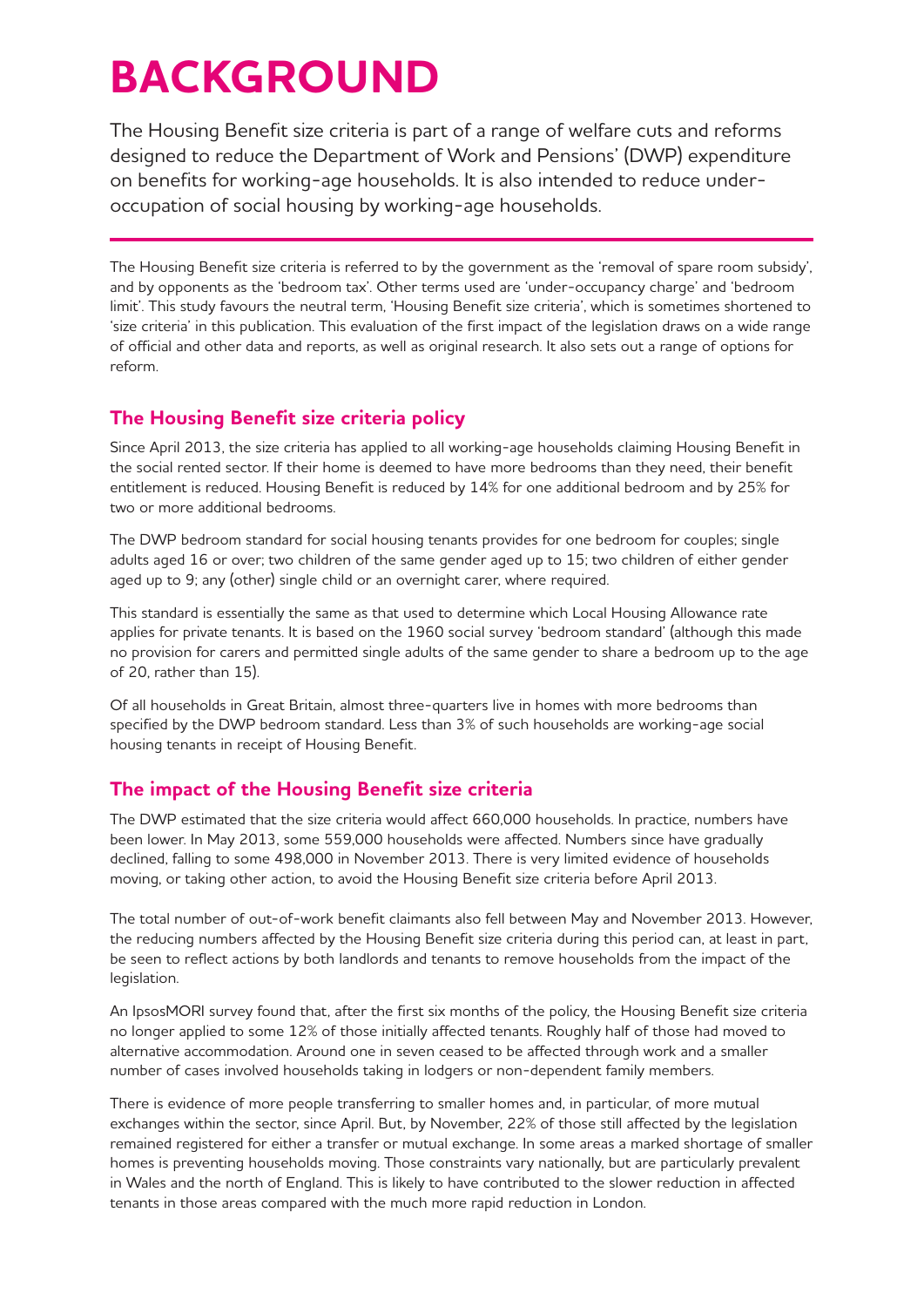# BACKGROUND

The Housing Benefit size criteria is part of a range of welfare cuts and reforms designed to reduce the Department of Work and Pensions' (DWP) expenditure on benefits for working-age households. It is also intended to reduce under-occupation of social housing by working-age households.

The Housing Benefit size criteria is referred to by the government as the 'removal of spare room subsidy', and by opponents as the 'bedroom tax'. Other terms used are 'under-occupancy charge' and 'bedroom limit'. This study favours the neutral term, 'Housing Benefit size criteria', which is sometimes shortened to 'size criteria' in this publication. This evaluation of the first impact of the legislation draws on a wide range of official and other data and reports, as well as original research. It also sets out a range of options for reform.

## The Housing Benefit size criteria policy

Since April 2013, the size criteria has applied to all working-age households claiming Housing Benefit in the social rented sector. If their home is deemed to have more bedrooms than they need, their benefit entitlement is reduced. Housing Benefit is reduced by 14% for one additional bedroom and by 25% for two or more additional bedrooms.

The DWP bedroom standard for social housing tenants provides for one bedroom for couples; single adults aged 16 or over; two children of the same gender aged up to 15; two children of either gender aged up to 9; any (other) single child or an overnight carer, where required.

This standard is essentially the same as that used to determine which Local Housing Allowance rate applies for private tenants. It is based on the 1960 social survey 'bedroom standard' (although this made no provision for carers and permitted single adults of the same gender to share a bedroom up to the age of 20, rather than 15).

Of all households in Great Britain, almost three-quarters live in homes with more bedrooms than specified by the DWP bedroom standard. Less than 3% of such households are working-age social housing tenants in receipt of Housing Benefit.

## The impact of the Housing Benefit size criteria

The DWP estimated that the size criteria would affect 660,000 households. In practice, numbers have been lower. In May 2013, some 559,000 households were affected. Numbers since have gradually declined, falling to some 498,000 in November 2013. There is very limited evidence of households moving, or taking other action, to avoid the Housing Benefit size criteria before April 2013.

The total number of out-of-work benefit claimants also fell between May and November 2013. However, the reducing numbers affected by the Housing Benefit size criteria during this period can, at least in part, be seen to reflect actions by both landlords and tenants to remove households from the impact of the legislation.

An IpsosMORI survey found that, after the first six months of the policy, the Housing Benefit size criteria no longer applied to some 12% of those initially affected tenants. Roughly half of those had moved to alternative accommodation. Around one in seven ceased to be affected through work and a smaller number of cases involved households taking in lodgers or non-dependent family members.

There is evidence of more people transferring to smaller homes and, in particular, of more mutual exchanges within the sector, since April. But, by November, 22% of those still affected by the legislation remained registered for either a transfer or mutual exchange. In some areas a marked shortage of smaller homes is preventing households moving. Those constraints vary nationally, but are particularly prevalent in Wales and the north of England. This is likely to have contributed to the slower reduction in affected tenants in those areas compared with the much more rapid reduction in London.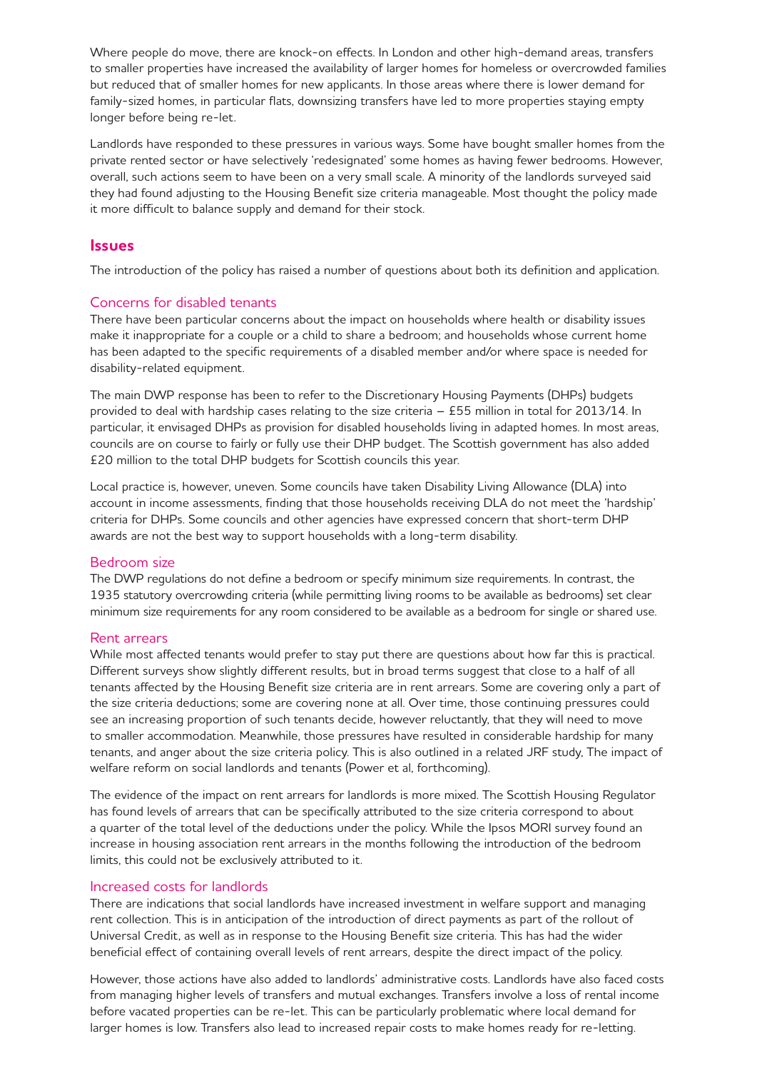Where people do move, there are knock-on effects. In London and other high-demand areas, transfers to smaller properties have increased the availability of larger homes for homeless or overcrowded families but reduced that of smaller homes for new applicants. In those areas where there is lower demand for family-sized homes, in particular flats, downsizing transfers have led to more properties staying empty longer before being re-let.

Landlords have responded to these pressures in various ways. Some have bought smaller homes from the private rented sector or have selectively 'redesignated' some homes as having fewer bedrooms. However, overall, such actions seem to have been on a very small scale. A minority of the landlords surveyed said they had found adjusting to the Housing Benefit size criteria manageable. Most thought the policy made it more difficult to balance supply and demand for their stock.

## Issues

The introduction of the policy has raised a number of questions about both its definition and application.

### Concerns for disabled tenants

There have been particular concerns about the impact on households where health or disability issues make it inappropriate for a couple or a child to share a bedroom; and households whose current home has been adapted to the specific requirements of a disabled member and/or where space is needed for disability-related equipment.

The main DWP response has been to refer to the Discretionary Housing Payments (DHPs) budgets provided to deal with hardship cases relating to the size criteria – £55 million in total for 2013/14. In particular, it envisaged DHPs as provision for disabled households living in adapted homes. In most areas, councils are on course to fairly or fully use their DHP budget. The Scottish government has also added £20 million to the total DHP budgets for Scottish councils this year.

Local practice is, however, uneven. Some councils have taken Disability Living Allowance (DLA) into account in income assessments, finding that those households receiving DLA do not meet the 'hardship' criteria for DHPs. Some councils and other agencies have expressed concern that short-term DHP awards are not the best way to support households with a long-term disability.

### Bedroom size

The DWP regulations do not define a bedroom or specify minimum size requirements. In contrast, the 1935 statutory overcrowding criteria (while permitting living rooms to be available as bedrooms) set clear minimum size requirements for any room considered to be available as a bedroom for single or shared use.

### Rent arrears

While most affected tenants would prefer to stay put there are questions about how far this is practical. Different surveys show slightly different results, but in broad terms suggest that close to a half of all tenants affected by the Housing Benefit size criteria are in rent arrears. Some are covering only a part of the size criteria deductions; some are covering none at all. Over time, those continuing pressures could see an increasing proportion of such tenants decide, however reluctantly, that they will need to move to smaller accommodation. Meanwhile, those pressures have resulted in considerable hardship for many tenants, and anger about the size criteria policy. This is also outlined in a related JRF study, The impact of welfare reform on social landlords and tenants (Power et al, forthcoming).

The evidence of the impact on rent arrears for landlords is more mixed. The Scottish Housing Regulator has found levels of arrears that can be specifically attributed to the size criteria correspond to about a quarter of the total level of the deductions under the policy. While the Ipsos MORI survey found an increase in housing association rent arrears in the months following the introduction of the bedroom limits, this could not be exclusively attributed to it.

### Increased costs for landlords

There are indications that social landlords have increased investment in welfare support and managing rent collection. This is in anticipation of the introduction of direct payments as part of the rollout of Universal Credit, as well as in response to the Housing Benefit size criteria. This has had the wider beneficial effect of containing overall levels of rent arrears, despite the direct impact of the policy.

However, those actions have also added to landlords' administrative costs. Landlords have also faced costs from managing higher levels of transfers and mutual exchanges. Transfers involve a loss of rental income before vacated properties can be re-let. This can be particularly problematic where local demand for larger homes is low. Transfers also lead to increased repair costs to make homes ready for re-letting.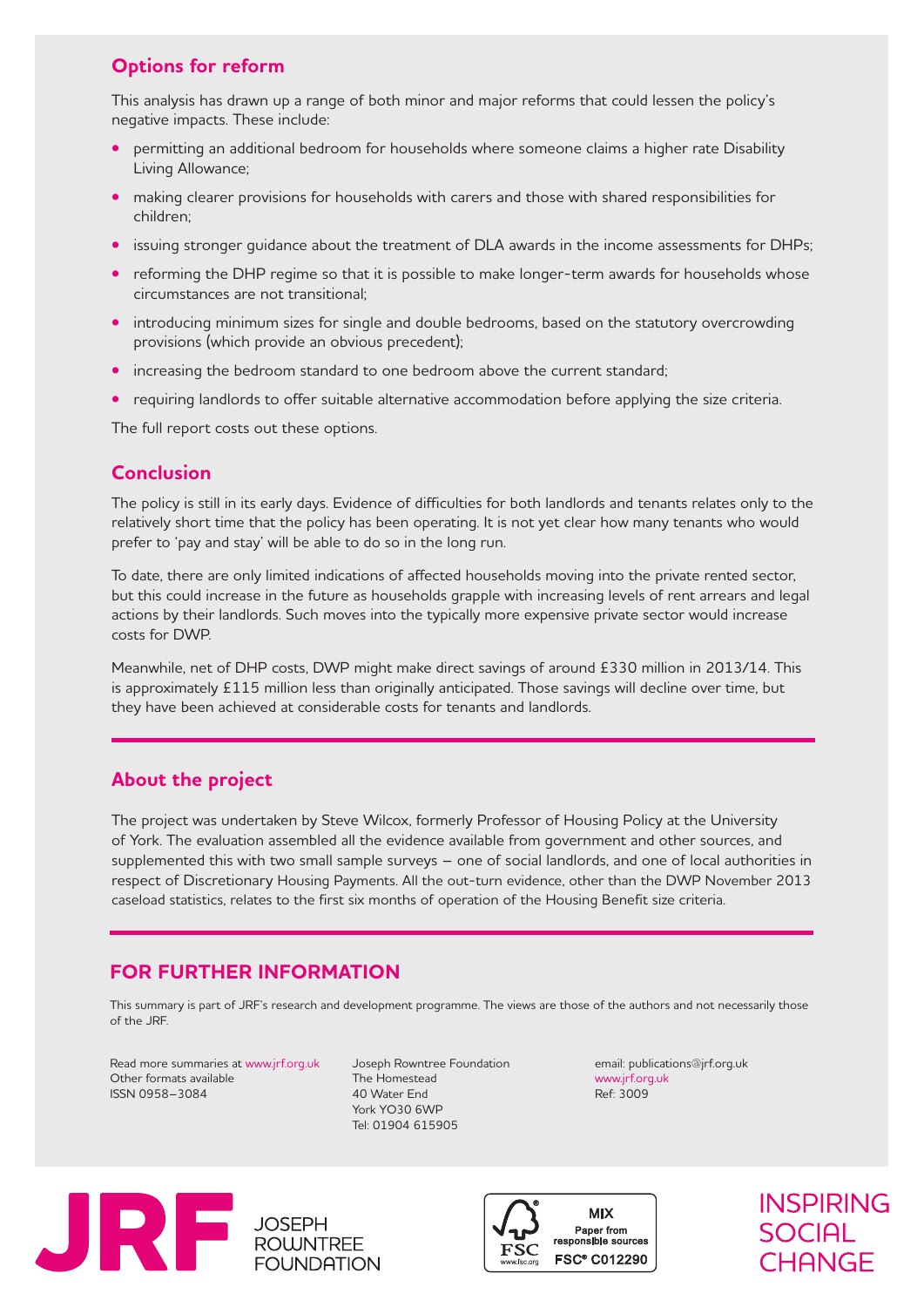## Options for reform

This analysis has drawn up a range of both minor and major reforms that could lessen the policy's negative impacts. These include:

- permitting an additional bedroom for households where someone claims a higher rate Disability Living Allowance;
- making clearer provisions for households with carers and those with shared responsibilities for children;
- issuing stronger guidance about the treatment of DLA awards in the income assessments for DHPs;
- reforming the DHP regime so that it is possible to make longer-term awards for households whose circumstances are not transitional;
- introducing minimum sizes for single and double bedrooms, based on the statutory overcrowding provisions (which provide an obvious precedent);
- increasing the bedroom standard to one bedroom above the current standard;
- requiring landlords to offer suitable alternative accommodation before applying the size criteria.

The full report costs out these options.

## Conclusion

The policy is still in its early days. Evidence of difficulties for both landlords and tenants relates only to the relatively short time that the policy has been operating. It is not yet clear how many tenants who would prefer to 'pay and stay' will be able to do so in the long run.

To date, there are only limited indications of affected households moving into the private rented sector, but this could increase in the future as households grapple with increasing levels of rent arrears and legal actions by their landlords. Such moves into the typically more expensive private sector would increase costs for DWP.

Meanwhile, net of DHP costs, DWP might make direct savings of around £330 million in 2013/14. This is approximately £115 million less than originally anticipated. Those savings will decline over time, but they have been achieved at considerable costs for tenants and landlords.

## About the project

The project was undertaken by Steve Wilcox, formerly Professor of Housing Policy at the University of York. The evaluation assembled all the evidence available from government and other sources, and supplemented this with two small sample surveys – one of social landlords, and one of local authorities in respect of Discretionary Housing Payments. All the out-turn evidence, other than the DWP November 2013 caseload statistics, relates to the first six months of operation of the Housing Benefit size criteria.

## FOR FURTHER INFORMATION

This summary is part of JRF's research and development programme. The views are those of the authors and not necessarily those of the JRF.

Read more summaries at www.jrf.org.uk
Other formats available
ISSN 0958–3084

Joseph Rowntree Foundation
The Homestead
40 Water End
York YO30 6WP
Tel: 01904 615905

email: publications@jrf.org.uk
www.jrf.org.uk
Ref: 3009

JRF JOSEPH ROWNTREE FOUNDATION

MIX Paper from responsible sources FSC® C012290

INSPIRING SOCIAL CHANGE